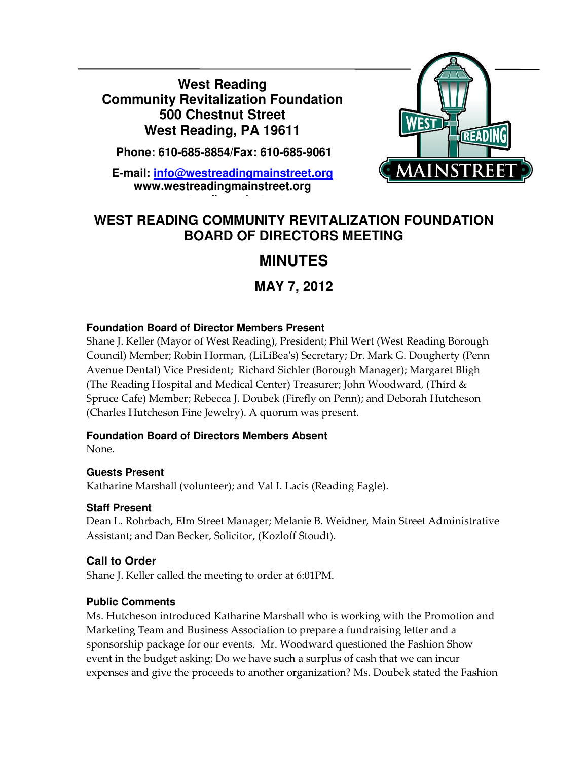**West Reading**
**Community Revitalization Foundation**
**500 Chestnut Street**
**West Reading, PA 19611**

**Phone: 610-685-8854/Fax: 610-685-9061**

**E-mail: info@westreadingmainstreet.org**
**www.westreadingmainstreet.org**

# WEST READING COMMUNITY REVITALIZATION FOUNDATION BOARD OF DIRECTORS MEETING

## MINUTES

### MAY 7, 2012

**Foundation Board of Director Members Present**
Shane J. Keller (Mayor of West Reading), President; Phil Wert (West Reading Borough Council) Member; Robin Horman, (LiLiBea's) Secretary; Dr. Mark G. Dougherty (Penn Avenue Dental) Vice President; Richard Sichler (Borough Manager); Margaret Bligh (The Reading Hospital and Medical Center) Treasurer; John Woodward, (Third & Spruce Cafe) Member; Rebecca J. Doubek (Firefly on Penn); and Deborah Hutcheson (Charles Hutcheson Fine Jewelry). A quorum was present.

**Foundation Board of Directors Members Absent**
None.

**Guests Present**
Katharine Marshall (volunteer); and Val I. Lacis (Reading Eagle).

**Staff Present**
Dean L. Rohrbach, Elm Street Manager; Melanie B. Weidner, Main Street Administrative Assistant; and Dan Becker, Solicitor, (Kozloff Stoudt).

**Call to Order**
Shane J. Keller called the meeting to order at 6:01PM.

**Public Comments**
Ms. Hutcheson introduced Katharine Marshall who is working with the Promotion and Marketing Team and Business Association to prepare a fundraising letter and a sponsorship package for our events. Mr. Woodward questioned the Fashion Show event in the budget asking: Do we have such a surplus of cash that we can incur expenses and give the proceeds to another organization? Ms. Doubek stated the Fashion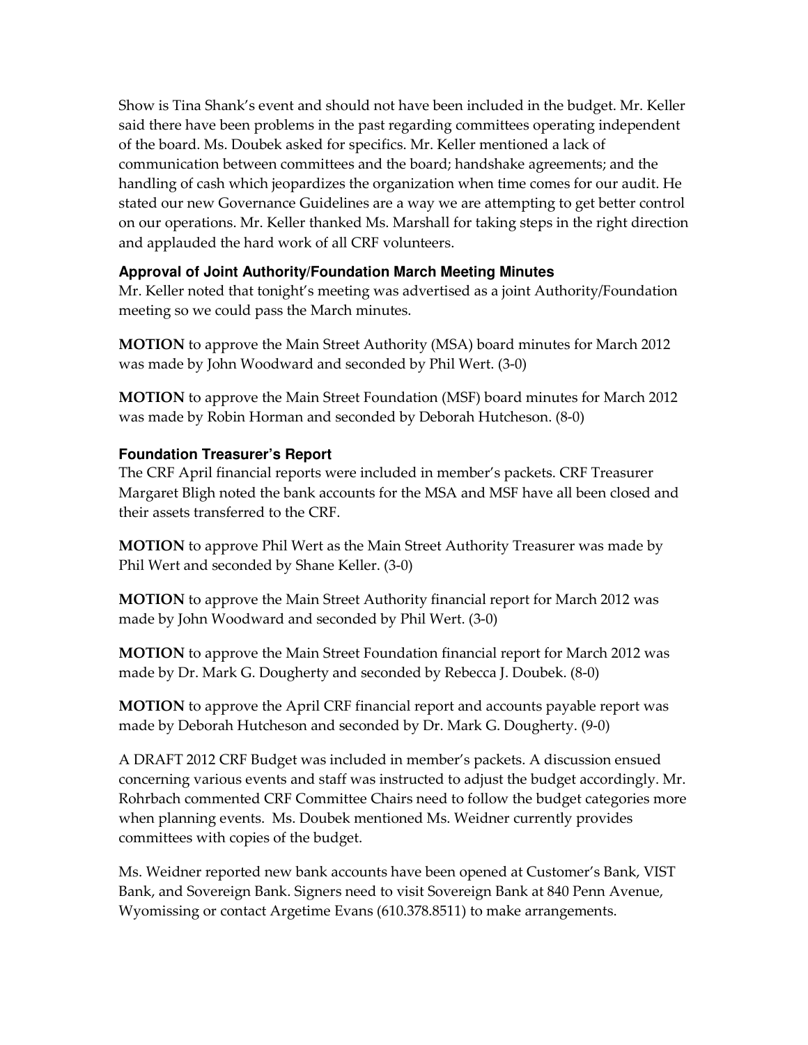Show is Tina Shank's event and should not have been included in the budget. Mr. Keller said there have been problems in the past regarding committees operating independent of the board. Ms. Doubek asked for specifics. Mr. Keller mentioned a lack of communication between committees and the board; handshake agreements; and the handling of cash which jeopardizes the organization when time comes for our audit. He stated our new Governance Guidelines are a way we are attempting to get better control on our operations. Mr. Keller thanked Ms. Marshall for taking steps in the right direction and applauded the hard work of all CRF volunteers.

### Approval of Joint Authority/Foundation March Meeting Minutes

Mr. Keller noted that tonight's meeting was advertised as a joint Authority/Foundation meeting so we could pass the March minutes.

**MOTION** to approve the Main Street Authority (MSA) board minutes for March 2012 was made by John Woodward and seconded by Phil Wert. (3-0)

**MOTION** to approve the Main Street Foundation (MSF) board minutes for March 2012 was made by Robin Horman and seconded by Deborah Hutcheson. (8-0)

### Foundation Treasurer's Report

The CRF April financial reports were included in member's packets. CRF Treasurer Margaret Bligh noted the bank accounts for the MSA and MSF have all been closed and their assets transferred to the CRF.

**MOTION** to approve Phil Wert as the Main Street Authority Treasurer was made by Phil Wert and seconded by Shane Keller. (3-0)

**MOTION** to approve the Main Street Authority financial report for March 2012 was made by John Woodward and seconded by Phil Wert. (3-0)

**MOTION** to approve the Main Street Foundation financial report for March 2012 was made by Dr. Mark G. Dougherty and seconded by Rebecca J. Doubek. (8-0)

**MOTION** to approve the April CRF financial report and accounts payable report was made by Deborah Hutcheson and seconded by Dr. Mark G. Dougherty. (9-0)

A DRAFT 2012 CRF Budget was included in member's packets. A discussion ensued concerning various events and staff was instructed to adjust the budget accordingly. Mr. Rohrbach commented CRF Committee Chairs need to follow the budget categories more when planning events. Ms. Doubek mentioned Ms. Weidner currently provides committees with copies of the budget.

Ms. Weidner reported new bank accounts have been opened at Customer's Bank, VIST Bank, and Sovereign Bank. Signers need to visit Sovereign Bank at 840 Penn Avenue, Wyomissing or contact Argetime Evans (610.378.8511) to make arrangements.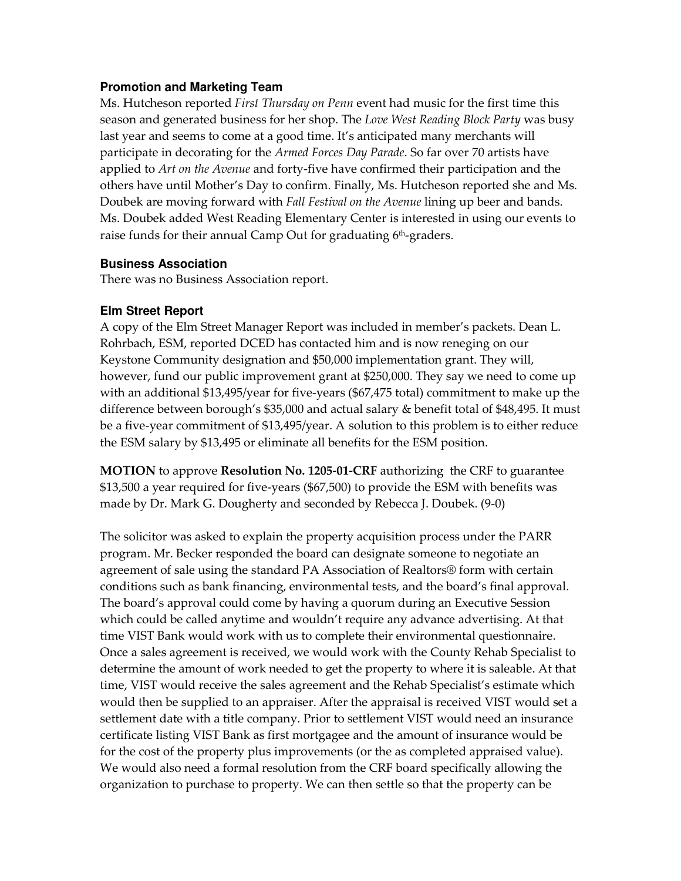### Promotion and Marketing Team

Ms. Hutcheson reported *First Thursday on Penn* event had music for the first time this season and generated business for her shop. The *Love West Reading Block Party* was busy last year and seems to come at a good time. It's anticipated many merchants will participate in decorating for the *Armed Forces Day Parade*. So far over 70 artists have applied to *Art on the Avenue* and forty-five have confirmed their participation and the others have until Mother's Day to confirm. Finally, Ms. Hutcheson reported she and Ms. Doubek are moving forward with *Fall Festival on the Avenue* lining up beer and bands. Ms. Doubek added West Reading Elementary Center is interested in using our events to raise funds for their annual Camp Out for graduating 6th-graders.

### Business Association

There was no Business Association report.

### Elm Street Report

A copy of the Elm Street Manager Report was included in member's packets. Dean L. Rohrbach, ESM, reported DCED has contacted him and is now reneging on our Keystone Community designation and $50,000 implementation grant. They will, however, fund our public improvement grant at $250,000. They say we need to come up with an additional $13,495/year for five-years ($67,475 total) commitment to make up the difference between borough's $35,000 and actual salary & benefit total of $48,495. It must be a five-year commitment of $13,495/year. A solution to this problem is to either reduce the ESM salary by $13,495 or eliminate all benefits for the ESM position.

**MOTION** to approve **Resolution No. 1205-01-CRF** authorizing the CRF to guarantee $13,500 a year required for five-years ($67,500) to provide the ESM with benefits was made by Dr. Mark G. Dougherty and seconded by Rebecca J. Doubek. (9-0)

The solicitor was asked to explain the property acquisition process under the PARR program. Mr. Becker responded the board can designate someone to negotiate an agreement of sale using the standard PA Association of Realtors® form with certain conditions such as bank financing, environmental tests, and the board's final approval. The board's approval could come by having a quorum during an Executive Session which could be called anytime and wouldn't require any advance advertising. At that time VIST Bank would work with us to complete their environmental questionnaire. Once a sales agreement is received, we would work with the County Rehab Specialist to determine the amount of work needed to get the property to where it is saleable. At that time, VIST would receive the sales agreement and the Rehab Specialist's estimate which would then be supplied to an appraiser. After the appraisal is received VIST would set a settlement date with a title company. Prior to settlement VIST would need an insurance certificate listing VIST Bank as first mortgagee and the amount of insurance would be for the cost of the property plus improvements (or the as completed appraised value). We would also need a formal resolution from the CRF board specifically allowing the organization to purchase to property. We can then settle so that the property can be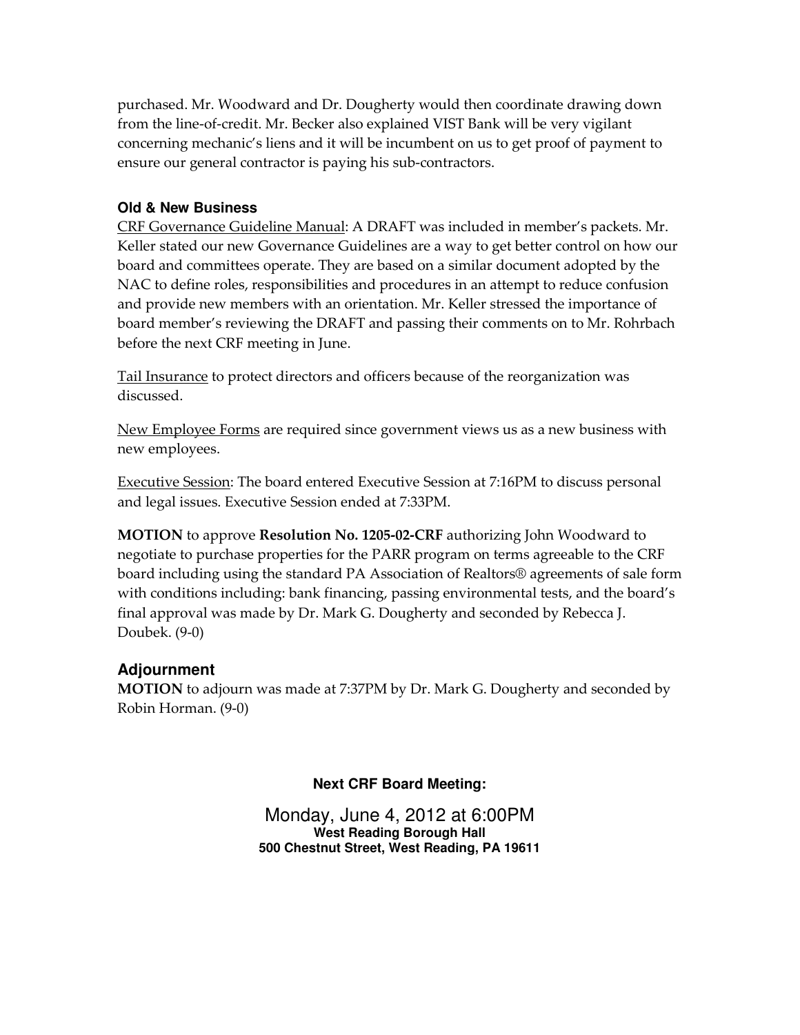purchased. Mr. Woodward and Dr. Dougherty would then coordinate drawing down from the line-of-credit. Mr. Becker also explained VIST Bank will be very vigilant concerning mechanic's liens and it will be incumbent on us to get proof of payment to ensure our general contractor is paying his sub-contractors.

### Old & New Business

CRF Governance Guideline Manual: A DRAFT was included in member's packets. Mr. Keller stated our new Governance Guidelines are a way to get better control on how our board and committees operate. They are based on a similar document adopted by the NAC to define roles, responsibilities and procedures in an attempt to reduce confusion and provide new members with an orientation. Mr. Keller stressed the importance of board member's reviewing the DRAFT and passing their comments on to Mr. Rohrbach before the next CRF meeting in June.

Tail Insurance to protect directors and officers because of the reorganization was discussed.

New Employee Forms are required since government views us as a new business with new employees.

Executive Session: The board entered Executive Session at 7:16PM to discuss personal and legal issues. Executive Session ended at 7:33PM.

**MOTION** to approve **Resolution No. 1205-02-CRF** authorizing John Woodward to negotiate to purchase properties for the PARR program on terms agreeable to the CRF board including using the standard PA Association of Realtors® agreements of sale form with conditions including: bank financing, passing environmental tests, and the board's final approval was made by Dr. Mark G. Dougherty and seconded by Rebecca J. Doubek. (9-0)

## Adjournment

**MOTION** to adjourn was made at 7:37PM by Dr. Mark G. Dougherty and seconded by Robin Horman. (9-0)

**Next CRF Board Meeting:**

Monday, June 4, 2012 at 6:00PM
**West Reading Borough Hall**
**500 Chestnut Street, West Reading, PA 19611**